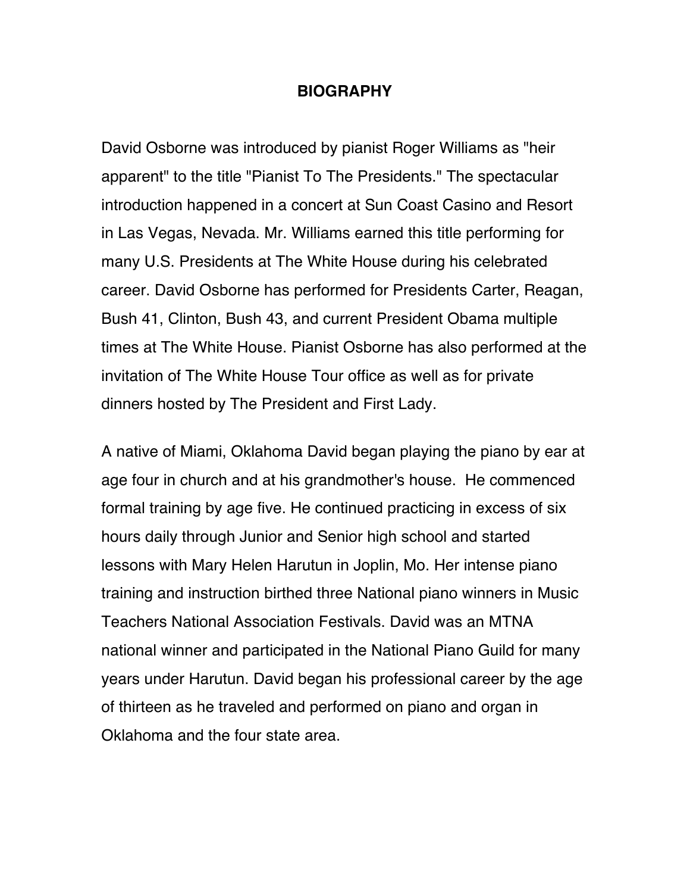# BIOGRAPHY

David Osborne was introduced by pianist Roger Williams as "heir apparent" to the title "Pianist To The Presidents." The spectacular introduction happened in a concert at Sun Coast Casino and Resort in Las Vegas, Nevada. Mr. Williams earned this title performing for many U.S. Presidents at The White House during his celebrated career. David Osborne has performed for Presidents Carter, Reagan, Bush 41, Clinton, Bush 43, and current President Obama multiple times at The White House. Pianist Osborne has also performed at the invitation of The White House Tour office as well as for private dinners hosted by The President and First Lady.

A native of Miami, Oklahoma David began playing the piano by ear at age four in church and at his grandmother's house.  He commenced formal training by age five. He continued practicing in excess of six hours daily through Junior and Senior high school and started lessons with Mary Helen Harutun in Joplin, Mo. Her intense piano training and instruction birthed three National piano winners in Music Teachers National Association Festivals. David was an MTNA national winner and participated in the National Piano Guild for many years under Harutun. David began his professional career by the age of thirteen as he traveled and performed on piano and organ in Oklahoma and the four state area.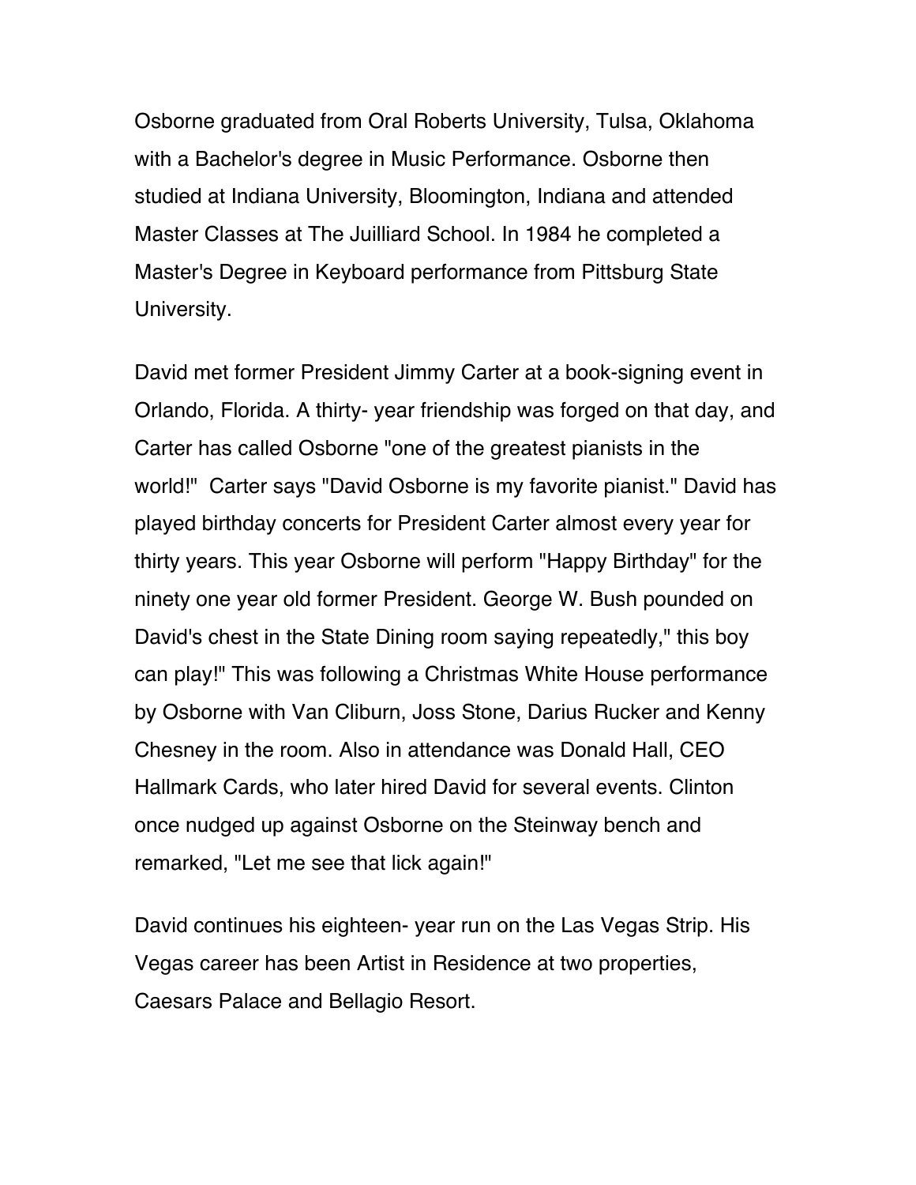Osborne graduated from Oral Roberts University, Tulsa, Oklahoma with a Bachelor's degree in Music Performance. Osborne then studied at Indiana University, Bloomington, Indiana and attended Master Classes at The Juilliard School. In 1984 he completed a Master's Degree in Keyboard performance from Pittsburg State University.

David met former President Jimmy Carter at a book-signing event in Orlando, Florida. A thirty- year friendship was forged on that day, and Carter has called Osborne "one of the greatest pianists in the world!"  Carter says "David Osborne is my favorite pianist." David has played birthday concerts for President Carter almost every year for thirty years. This year Osborne will perform "Happy Birthday" for the ninety one year old former President. George W. Bush pounded on David's chest in the State Dining room saying repeatedly," this boy can play!" This was following a Christmas White House performance by Osborne with Van Cliburn, Joss Stone, Darius Rucker and Kenny Chesney in the room. Also in attendance was Donald Hall, CEO Hallmark Cards, who later hired David for several events. Clinton once nudged up against Osborne on the Steinway bench and remarked, "Let me see that lick again!"

David continues his eighteen- year run on the Las Vegas Strip. His Vegas career has been Artist in Residence at two properties, Caesars Palace and Bellagio Resort.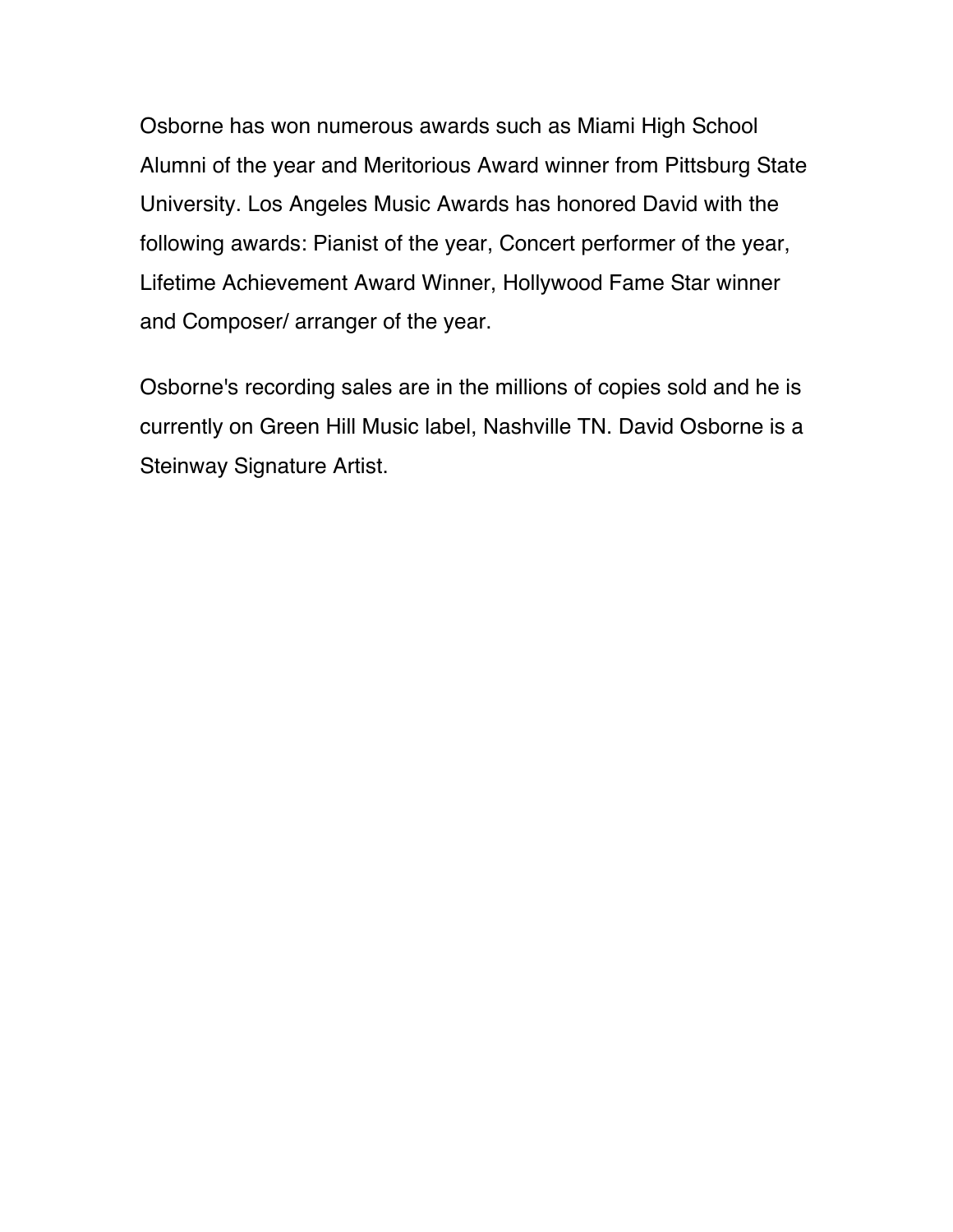Osborne has won numerous awards such as Miami High School Alumni of the year and Meritorious Award winner from Pittsburg State University. Los Angeles Music Awards has honored David with the following awards: Pianist of the year, Concert performer of the year, Lifetime Achievement Award Winner, Hollywood Fame Star winner and Composer/ arranger of the year.

Osborne's recording sales are in the millions of copies sold and he is currently on Green Hill Music label, Nashville TN. David Osborne is a Steinway Signature Artist.